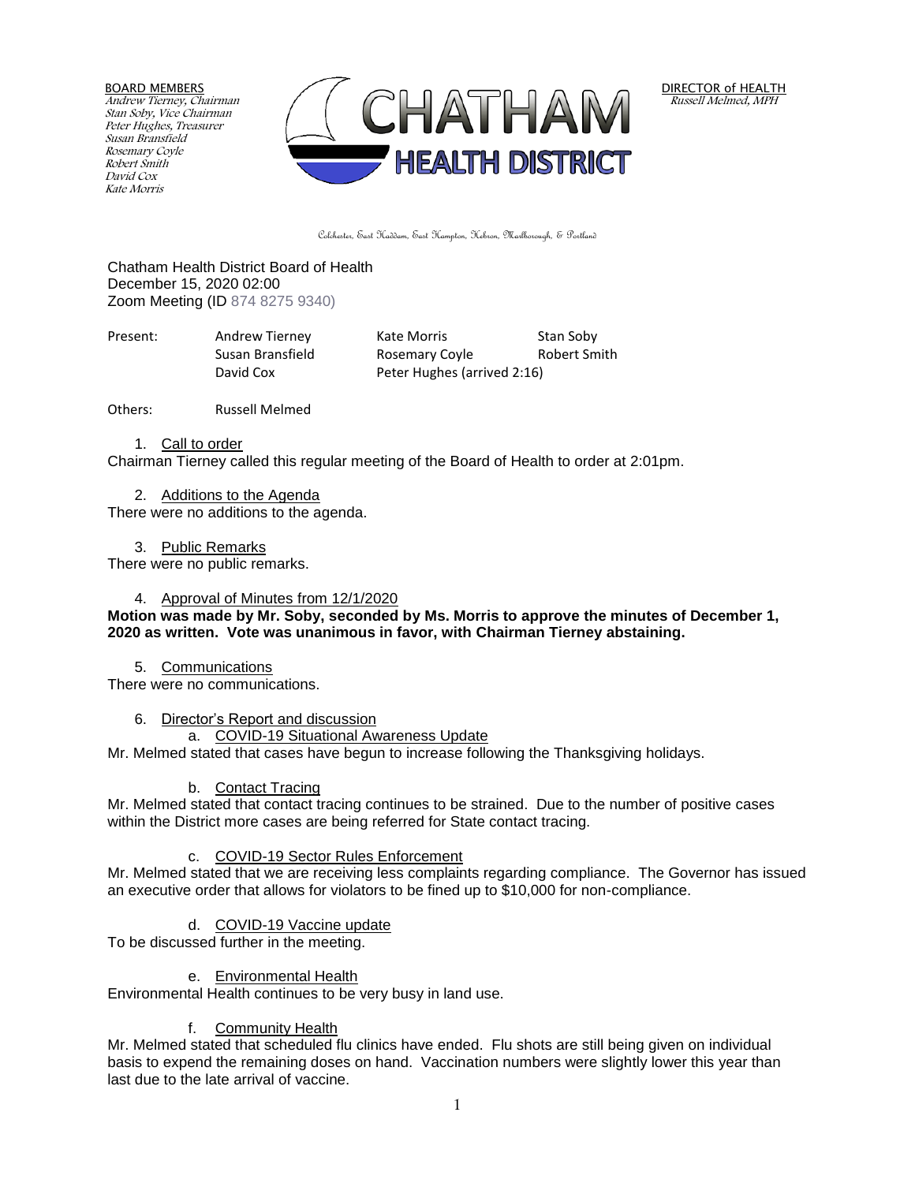BOARD MEMBERS
*Andrew Tierney, Chairman*
*Stan Soby, Vice Chairman*
*Peter Hughes, Treasurer*
*Susan Bransfield*
*Rosemary Coyle*
*Robert Smith*
*David Cox*
*Kate Morris*

# CHATHAM HEALTH DISTRICT

DIRECTOR of HEALTH
*Russell Melmed, MPH*

Colchester, East Haddam, East Hampton, Hebron, Marlborough, & Portland

Chatham Health District Board of Health
December 15, 2020 02:00
Zoom Meeting (ID 874 8275 9340)

| Present: | Andrew Tierney | Kate Morris | Stan Soby |
|---|---|---|---|
| | Susan Bransfield | Rosemary Coyle | Robert Smith |
| | David Cox | Peter Hughes (arrived 2:16) | |

Others: Russell Melmed

1. Call to order

Chairman Tierney called this regular meeting of the Board of Health to order at 2:01pm.

2. Additions to the Agenda

There were no additions to the agenda.

3. Public Remarks

There were no public remarks.

4. Approval of Minutes from 12/1/2020

**Motion was made by Mr. Soby, seconded by Ms. Morris to approve the minutes of December 1, 2020 as written. Vote was unanimous in favor, with Chairman Tierney abstaining.**

5. Communications

There were no communications.

6. Director's Report and discussion

   a. COVID-19 Situational Awareness Update

Mr. Melmed stated that cases have begun to increase following the Thanksgiving holidays.

   b. Contact Tracing

Mr. Melmed stated that contact tracing continues to be strained. Due to the number of positive cases within the District more cases are being referred for State contact tracing.

   c. COVID-19 Sector Rules Enforcement

Mr. Melmed stated that we are receiving less complaints regarding compliance. The Governor has issued an executive order that allows for violators to be fined up to $10,000 for non-compliance.

   d. COVID-19 Vaccine update

To be discussed further in the meeting.

   e. Environmental Health

Environmental Health continues to be very busy in land use.

   f. Community Health

Mr. Melmed stated that scheduled flu clinics have ended. Flu shots are still being given on individual basis to expend the remaining doses on hand. Vaccination numbers were slightly lower this year than last due to the late arrival of vaccine.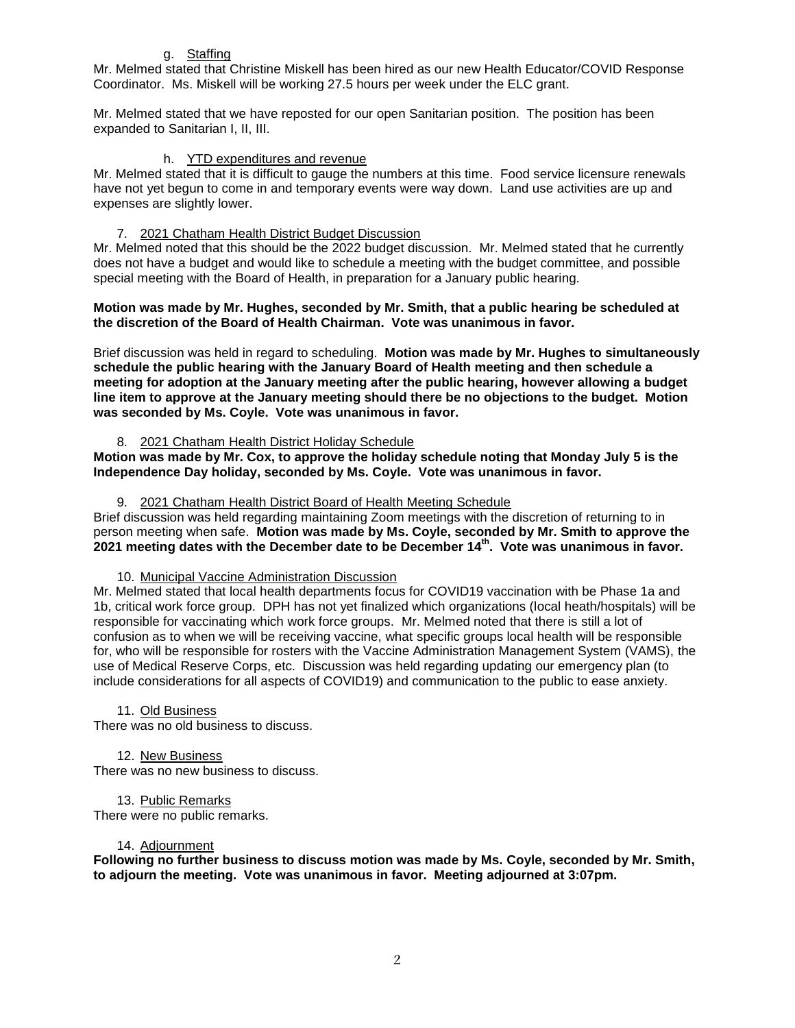g. Staffing

Mr. Melmed stated that Christine Miskell has been hired as our new Health Educator/COVID Response Coordinator. Ms. Miskell will be working 27.5 hours per week under the ELC grant.

Mr. Melmed stated that we have reposted for our open Sanitarian position. The position has been expanded to Sanitarian I, II, III.

h. YTD expenditures and revenue

Mr. Melmed stated that it is difficult to gauge the numbers at this time. Food service licensure renewals have not yet begun to come in and temporary events were way down. Land use activities are up and expenses are slightly lower.

7. 2021 Chatham Health District Budget Discussion

Mr. Melmed noted that this should be the 2022 budget discussion. Mr. Melmed stated that he currently does not have a budget and would like to schedule a meeting with the budget committee, and possible special meeting with the Board of Health, in preparation for a January public hearing.

**Motion was made by Mr. Hughes, seconded by Mr. Smith, that a public hearing be scheduled at the discretion of the Board of Health Chairman. Vote was unanimous in favor.**

Brief discussion was held in regard to scheduling. **Motion was made by Mr. Hughes to simultaneously schedule the public hearing with the January Board of Health meeting and then schedule a meeting for adoption at the January meeting after the public hearing, however allowing a budget line item to approve at the January meeting should there be no objections to the budget. Motion was seconded by Ms. Coyle. Vote was unanimous in favor.**

8. 2021 Chatham Health District Holiday Schedule

**Motion was made by Mr. Cox, to approve the holiday schedule noting that Monday July 5 is the Independence Day holiday, seconded by Ms. Coyle. Vote was unanimous in favor.**

9. 2021 Chatham Health District Board of Health Meeting Schedule

Brief discussion was held regarding maintaining Zoom meetings with the discretion of returning to in person meeting when safe. **Motion was made by Ms. Coyle, seconded by Mr. Smith to approve the 2021 meeting dates with the December date to be December 14th. Vote was unanimous in favor.**

10. Municipal Vaccine Administration Discussion

Mr. Melmed stated that local health departments focus for COVID19 vaccination with be Phase 1a and 1b, critical work force group. DPH has not yet finalized which organizations (local heath/hospitals) will be responsible for vaccinating which work force groups. Mr. Melmed noted that there is still a lot of confusion as to when we will be receiving vaccine, what specific groups local health will be responsible for, who will be responsible for rosters with the Vaccine Administration Management System (VAMS), the use of Medical Reserve Corps, etc. Discussion was held regarding updating our emergency plan (to include considerations for all aspects of COVID19) and communication to the public to ease anxiety.

11. Old Business

There was no old business to discuss.

12. New Business

There was no new business to discuss.

13. Public Remarks

There were no public remarks.

14. Adjournment

**Following no further business to discuss motion was made by Ms. Coyle, seconded by Mr. Smith, to adjourn the meeting. Vote was unanimous in favor. Meeting adjourned at 3:07pm.**